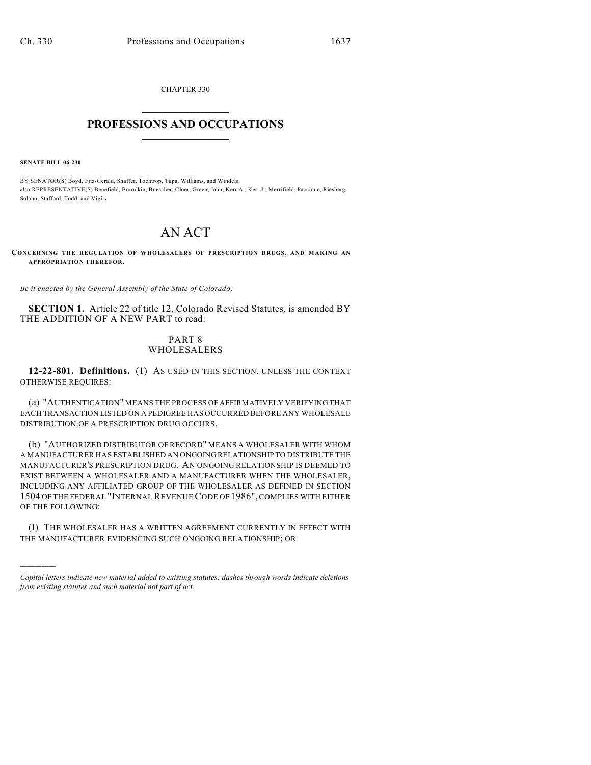CHAPTER 330

# PROFESSIONS AND OCCUPATIONS

**SENATE BILL 06-230**

BY SENATOR(S) Boyd, Fitz-Gerald, Shaffer, Tochtrop, Tupa, Williams, and Windels;
also REPRESENTATIVE(S) Benefield, Borodkin, Buescher, Cloer, Green, Jahn, Kerr A., Kerr J., Merrifield, Paccione, Riesberg, Solano, Stafford, Todd, and Vigil.

# AN ACT

**CONCERNING THE REGULATION OF WHOLESALERS OF PRESCRIPTION DRUGS, AND MAKING AN APPROPRIATION THEREFOR.**

*Be it enacted by the General Assembly of the State of Colorado:*

**SECTION 1.** Article 22 of title 12, Colorado Revised Statutes, is amended BY THE ADDITION OF A NEW PART to read:

PART 8
WHOLESALERS

**12-22-801. Definitions.** (1) AS USED IN THIS SECTION, UNLESS THE CONTEXT OTHERWISE REQUIRES:

(a) "AUTHENTICATION" MEANS THE PROCESS OF AFFIRMATIVELY VERIFYING THAT EACH TRANSACTION LISTED ON A PEDIGREE HAS OCCURRED BEFORE ANY WHOLESALE DISTRIBUTION OF A PRESCRIPTION DRUG OCCURS.

(b) "AUTHORIZED DISTRIBUTOR OF RECORD" MEANS A WHOLESALER WITH WHOM A MANUFACTURER HAS ESTABLISHED AN ONGOING RELATIONSHIP TO DISTRIBUTE THE MANUFACTURER'S PRESCRIPTION DRUG. AN ONGOING RELATIONSHIP IS DEEMED TO EXIST BETWEEN A WHOLESALER AND A MANUFACTURER WHEN THE WHOLESALER, INCLUDING ANY AFFILIATED GROUP OF THE WHOLESALER AS DEFINED IN SECTION 1504 OF THE FEDERAL "INTERNAL REVENUE CODE OF 1986", COMPLIES WITH EITHER OF THE FOLLOWING:

(I) THE WHOLESALER HAS A WRITTEN AGREEMENT CURRENTLY IN EFFECT WITH THE MANUFACTURER EVIDENCING SUCH ONGOING RELATIONSHIP; OR

---

*Capital letters indicate new material added to existing statutes; dashes through words indicate deletions from existing statutes and such material not part of act.*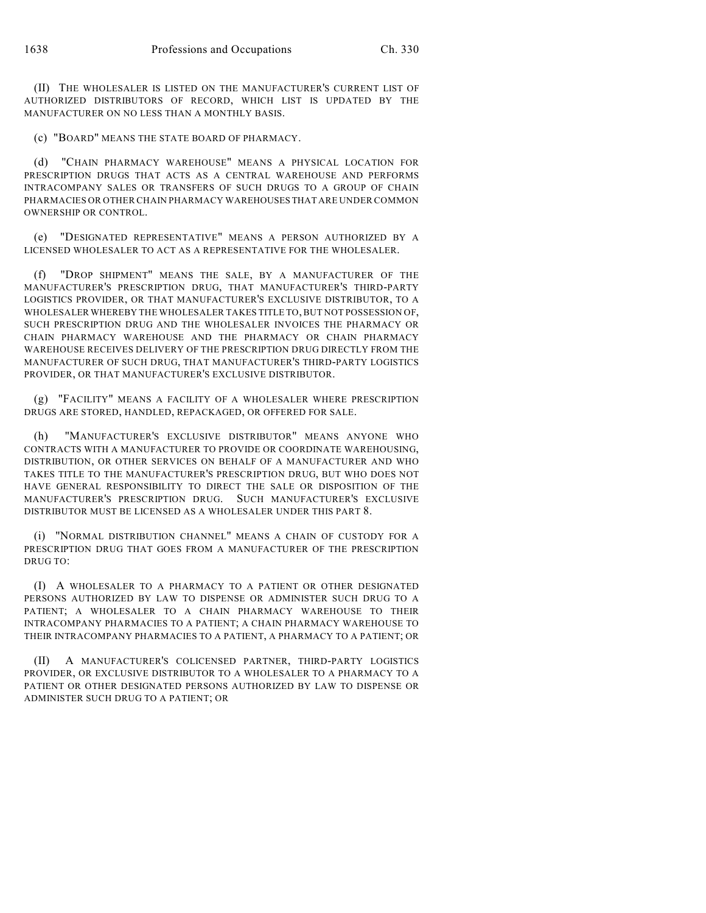(II) THE WHOLESALER IS LISTED ON THE MANUFACTURER'S CURRENT LIST OF AUTHORIZED DISTRIBUTORS OF RECORD, WHICH LIST IS UPDATED BY THE MANUFACTURER ON NO LESS THAN A MONTHLY BASIS.

(c) "BOARD" MEANS THE STATE BOARD OF PHARMACY.

(d) "CHAIN PHARMACY WAREHOUSE" MEANS A PHYSICAL LOCATION FOR PRESCRIPTION DRUGS THAT ACTS AS A CENTRAL WAREHOUSE AND PERFORMS INTRACOMPANY SALES OR TRANSFERS OF SUCH DRUGS TO A GROUP OF CHAIN PHARMACIES OR OTHER CHAIN PHARMACY WAREHOUSES THAT ARE UNDER COMMON OWNERSHIP OR CONTROL.

(e) "DESIGNATED REPRESENTATIVE" MEANS A PERSON AUTHORIZED BY A LICENSED WHOLESALER TO ACT AS A REPRESENTATIVE FOR THE WHOLESALER.

(f) "DROP SHIPMENT" MEANS THE SALE, BY A MANUFACTURER OF THE MANUFACTURER'S PRESCRIPTION DRUG, THAT MANUFACTURER'S THIRD-PARTY LOGISTICS PROVIDER, OR THAT MANUFACTURER'S EXCLUSIVE DISTRIBUTOR, TO A WHOLESALER WHEREBY THE WHOLESALER TAKES TITLE TO, BUT NOT POSSESSION OF, SUCH PRESCRIPTION DRUG AND THE WHOLESALER INVOICES THE PHARMACY OR CHAIN PHARMACY WAREHOUSE AND THE PHARMACY OR CHAIN PHARMACY WAREHOUSE RECEIVES DELIVERY OF THE PRESCRIPTION DRUG DIRECTLY FROM THE MANUFACTURER OF SUCH DRUG, THAT MANUFACTURER'S THIRD-PARTY LOGISTICS PROVIDER, OR THAT MANUFACTURER'S EXCLUSIVE DISTRIBUTOR.

(g) "FACILITY" MEANS A FACILITY OF A WHOLESALER WHERE PRESCRIPTION DRUGS ARE STORED, HANDLED, REPACKAGED, OR OFFERED FOR SALE.

(h) "MANUFACTURER'S EXCLUSIVE DISTRIBUTOR" MEANS ANYONE WHO CONTRACTS WITH A MANUFACTURER TO PROVIDE OR COORDINATE WAREHOUSING, DISTRIBUTION, OR OTHER SERVICES ON BEHALF OF A MANUFACTURER AND WHO TAKES TITLE TO THE MANUFACTURER'S PRESCRIPTION DRUG, BUT WHO DOES NOT HAVE GENERAL RESPONSIBILITY TO DIRECT THE SALE OR DISPOSITION OF THE MANUFACTURER'S PRESCRIPTION DRUG. SUCH MANUFACTURER'S EXCLUSIVE DISTRIBUTOR MUST BE LICENSED AS A WHOLESALER UNDER THIS PART 8.

(i) "NORMAL DISTRIBUTION CHANNEL" MEANS A CHAIN OF CUSTODY FOR A PRESCRIPTION DRUG THAT GOES FROM A MANUFACTURER OF THE PRESCRIPTION DRUG TO:

(I) A WHOLESALER TO A PHARMACY TO A PATIENT OR OTHER DESIGNATED PERSONS AUTHORIZED BY LAW TO DISPENSE OR ADMINISTER SUCH DRUG TO A PATIENT; A WHOLESALER TO A CHAIN PHARMACY WAREHOUSE TO THEIR INTRACOMPANY PHARMACIES TO A PATIENT; A CHAIN PHARMACY WAREHOUSE TO THEIR INTRACOMPANY PHARMACIES TO A PATIENT, A PHARMACY TO A PATIENT; OR

(II) A MANUFACTURER'S COLICENSED PARTNER, THIRD-PARTY LOGISTICS PROVIDER, OR EXCLUSIVE DISTRIBUTOR TO A WHOLESALER TO A PHARMACY TO A PATIENT OR OTHER DESIGNATED PERSONS AUTHORIZED BY LAW TO DISPENSE OR ADMINISTER SUCH DRUG TO A PATIENT; OR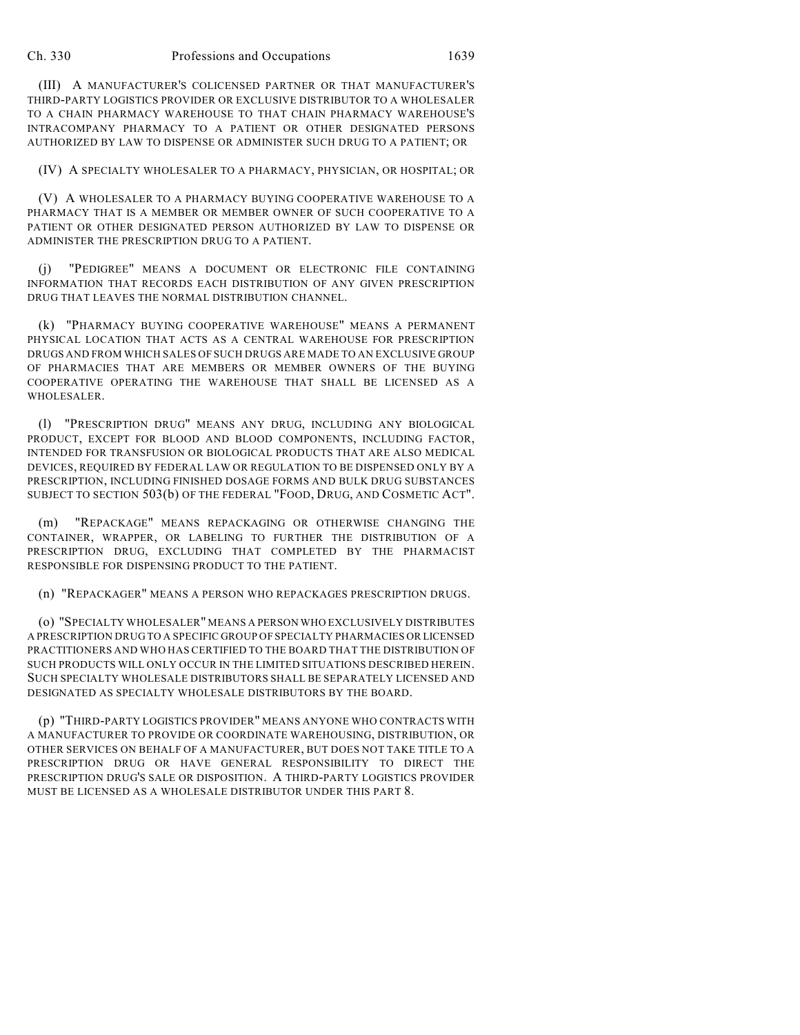(III) A MANUFACTURER'S COLICENSED PARTNER OR THAT MANUFACTURER'S THIRD-PARTY LOGISTICS PROVIDER OR EXCLUSIVE DISTRIBUTOR TO A WHOLESALER TO A CHAIN PHARMACY WAREHOUSE TO THAT CHAIN PHARMACY WAREHOUSE'S INTRACOMPANY PHARMACY TO A PATIENT OR OTHER DESIGNATED PERSONS AUTHORIZED BY LAW TO DISPENSE OR ADMINISTER SUCH DRUG TO A PATIENT; OR

(IV) A SPECIALTY WHOLESALER TO A PHARMACY, PHYSICIAN, OR HOSPITAL; OR

(V) A WHOLESALER TO A PHARMACY BUYING COOPERATIVE WAREHOUSE TO A PHARMACY THAT IS A MEMBER OR MEMBER OWNER OF SUCH COOPERATIVE TO A PATIENT OR OTHER DESIGNATED PERSON AUTHORIZED BY LAW TO DISPENSE OR ADMINISTER THE PRESCRIPTION DRUG TO A PATIENT.

(j) "PEDIGREE" MEANS A DOCUMENT OR ELECTRONIC FILE CONTAINING INFORMATION THAT RECORDS EACH DISTRIBUTION OF ANY GIVEN PRESCRIPTION DRUG THAT LEAVES THE NORMAL DISTRIBUTION CHANNEL.

(k) "PHARMACY BUYING COOPERATIVE WAREHOUSE" MEANS A PERMANENT PHYSICAL LOCATION THAT ACTS AS A CENTRAL WAREHOUSE FOR PRESCRIPTION DRUGS AND FROM WHICH SALES OF SUCH DRUGS ARE MADE TO AN EXCLUSIVE GROUP OF PHARMACIES THAT ARE MEMBERS OR MEMBER OWNERS OF THE BUYING COOPERATIVE OPERATING THE WAREHOUSE THAT SHALL BE LICENSED AS A WHOLESALER.

(l) "PRESCRIPTION DRUG" MEANS ANY DRUG, INCLUDING ANY BIOLOGICAL PRODUCT, EXCEPT FOR BLOOD AND BLOOD COMPONENTS, INCLUDING FACTOR, INTENDED FOR TRANSFUSION OR BIOLOGICAL PRODUCTS THAT ARE ALSO MEDICAL DEVICES, REQUIRED BY FEDERAL LAW OR REGULATION TO BE DISPENSED ONLY BY A PRESCRIPTION, INCLUDING FINISHED DOSAGE FORMS AND BULK DRUG SUBSTANCES SUBJECT TO SECTION 503(b) OF THE FEDERAL "FOOD, DRUG, AND COSMETIC ACT".

(m) "REPACKAGE" MEANS REPACKAGING OR OTHERWISE CHANGING THE CONTAINER, WRAPPER, OR LABELING TO FURTHER THE DISTRIBUTION OF A PRESCRIPTION DRUG, EXCLUDING THAT COMPLETED BY THE PHARMACIST RESPONSIBLE FOR DISPENSING PRODUCT TO THE PATIENT.

(n) "REPACKAGER" MEANS A PERSON WHO REPACKAGES PRESCRIPTION DRUGS.

(o) "SPECIALTY WHOLESALER" MEANS A PERSON WHO EXCLUSIVELY DISTRIBUTES A PRESCRIPTION DRUG TO A SPECIFIC GROUP OF SPECIALTY PHARMACIES OR LICENSED PRACTITIONERS AND WHO HAS CERTIFIED TO THE BOARD THAT THE DISTRIBUTION OF SUCH PRODUCTS WILL ONLY OCCUR IN THE LIMITED SITUATIONS DESCRIBED HEREIN. SUCH SPECIALTY WHOLESALE DISTRIBUTORS SHALL BE SEPARATELY LICENSED AND DESIGNATED AS SPECIALTY WHOLESALE DISTRIBUTORS BY THE BOARD.

(p) "THIRD-PARTY LOGISTICS PROVIDER" MEANS ANYONE WHO CONTRACTS WITH A MANUFACTURER TO PROVIDE OR COORDINATE WAREHOUSING, DISTRIBUTION, OR OTHER SERVICES ON BEHALF OF A MANUFACTURER, BUT DOES NOT TAKE TITLE TO A PRESCRIPTION DRUG OR HAVE GENERAL RESPONSIBILITY TO DIRECT THE PRESCRIPTION DRUG'S SALE OR DISPOSITION. A THIRD-PARTY LOGISTICS PROVIDER MUST BE LICENSED AS A WHOLESALE DISTRIBUTOR UNDER THIS PART 8.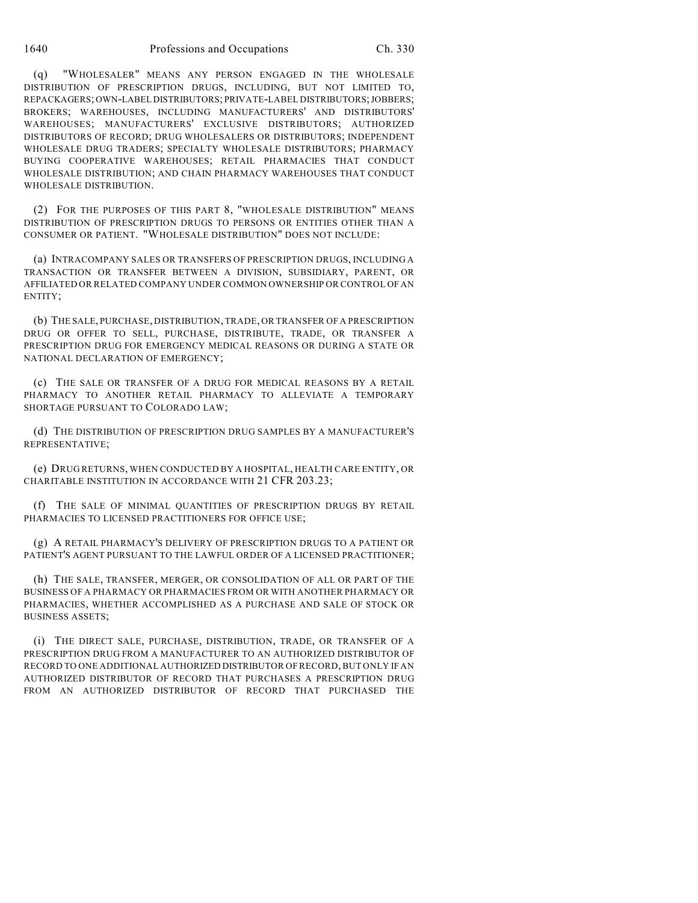(q) "WHOLESALER" MEANS ANY PERSON ENGAGED IN THE WHOLESALE DISTRIBUTION OF PRESCRIPTION DRUGS, INCLUDING, BUT NOT LIMITED TO, REPACKAGERS; OWN-LABEL DISTRIBUTORS; PRIVATE-LABEL DISTRIBUTORS; JOBBERS; BROKERS; WAREHOUSES, INCLUDING MANUFACTURERS' AND DISTRIBUTORS' WAREHOUSES; MANUFACTURERS' EXCLUSIVE DISTRIBUTORS; AUTHORIZED DISTRIBUTORS OF RECORD; DRUG WHOLESALERS OR DISTRIBUTORS; INDEPENDENT WHOLESALE DRUG TRADERS; SPECIALTY WHOLESALE DISTRIBUTORS; PHARMACY BUYING COOPERATIVE WAREHOUSES; RETAIL PHARMACIES THAT CONDUCT WHOLESALE DISTRIBUTION; AND CHAIN PHARMACY WAREHOUSES THAT CONDUCT WHOLESALE DISTRIBUTION.

(2) FOR THE PURPOSES OF THIS PART 8, "WHOLESALE DISTRIBUTION" MEANS DISTRIBUTION OF PRESCRIPTION DRUGS TO PERSONS OR ENTITIES OTHER THAN A CONSUMER OR PATIENT. "WHOLESALE DISTRIBUTION" DOES NOT INCLUDE:

(a) INTRACOMPANY SALES OR TRANSFERS OF PRESCRIPTION DRUGS, INCLUDING A TRANSACTION OR TRANSFER BETWEEN A DIVISION, SUBSIDIARY, PARENT, OR AFFILIATED OR RELATED COMPANY UNDER COMMON OWNERSHIP OR CONTROL OF AN ENTITY;

(b) THE SALE, PURCHASE, DISTRIBUTION, TRADE, OR TRANSFER OF A PRESCRIPTION DRUG OR OFFER TO SELL, PURCHASE, DISTRIBUTE, TRADE, OR TRANSFER A PRESCRIPTION DRUG FOR EMERGENCY MEDICAL REASONS OR DURING A STATE OR NATIONAL DECLARATION OF EMERGENCY;

(c) THE SALE OR TRANSFER OF A DRUG FOR MEDICAL REASONS BY A RETAIL PHARMACY TO ANOTHER RETAIL PHARMACY TO ALLEVIATE A TEMPORARY SHORTAGE PURSUANT TO COLORADO LAW;

(d) THE DISTRIBUTION OF PRESCRIPTION DRUG SAMPLES BY A MANUFACTURER'S REPRESENTATIVE;

(e) DRUG RETURNS, WHEN CONDUCTED BY A HOSPITAL, HEALTH CARE ENTITY, OR CHARITABLE INSTITUTION IN ACCORDANCE WITH 21 CFR 203.23;

(f) THE SALE OF MINIMAL QUANTITIES OF PRESCRIPTION DRUGS BY RETAIL PHARMACIES TO LICENSED PRACTITIONERS FOR OFFICE USE;

(g) A RETAIL PHARMACY'S DELIVERY OF PRESCRIPTION DRUGS TO A PATIENT OR PATIENT'S AGENT PURSUANT TO THE LAWFUL ORDER OF A LICENSED PRACTITIONER;

(h) THE SALE, TRANSFER, MERGER, OR CONSOLIDATION OF ALL OR PART OF THE BUSINESS OF A PHARMACY OR PHARMACIES FROM OR WITH ANOTHER PHARMACY OR PHARMACIES, WHETHER ACCOMPLISHED AS A PURCHASE AND SALE OF STOCK OR BUSINESS ASSETS;

(i) THE DIRECT SALE, PURCHASE, DISTRIBUTION, TRADE, OR TRANSFER OF A PRESCRIPTION DRUG FROM A MANUFACTURER TO AN AUTHORIZED DISTRIBUTOR OF RECORD TO ONE ADDITIONAL AUTHORIZED DISTRIBUTOR OF RECORD, BUT ONLY IF AN AUTHORIZED DISTRIBUTOR OF RECORD THAT PURCHASES A PRESCRIPTION DRUG FROM AN AUTHORIZED DISTRIBUTOR OF RECORD THAT PURCHASED THE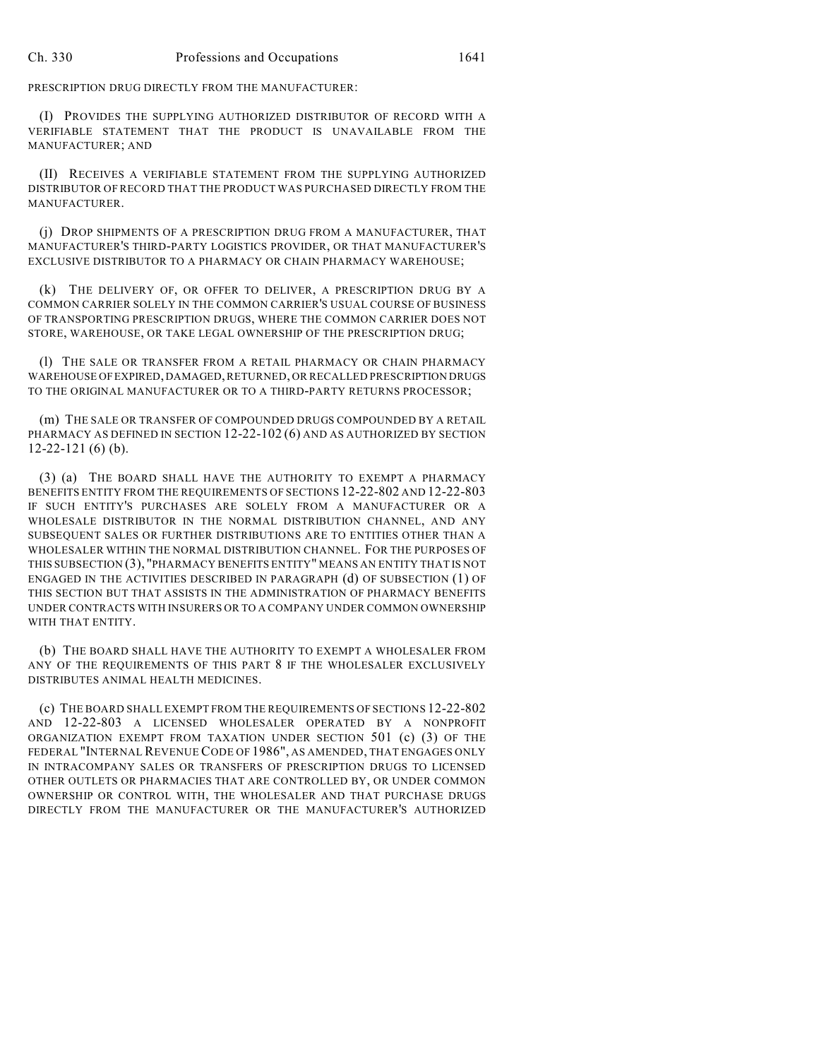PRESCRIPTION DRUG DIRECTLY FROM THE MANUFACTURER:

(I) PROVIDES THE SUPPLYING AUTHORIZED DISTRIBUTOR OF RECORD WITH A VERIFIABLE STATEMENT THAT THE PRODUCT IS UNAVAILABLE FROM THE MANUFACTURER; AND

(II) RECEIVES A VERIFIABLE STATEMENT FROM THE SUPPLYING AUTHORIZED DISTRIBUTOR OF RECORD THAT THE PRODUCT WAS PURCHASED DIRECTLY FROM THE MANUFACTURER.

(j) DROP SHIPMENTS OF A PRESCRIPTION DRUG FROM A MANUFACTURER, THAT MANUFACTURER'S THIRD-PARTY LOGISTICS PROVIDER, OR THAT MANUFACTURER'S EXCLUSIVE DISTRIBUTOR TO A PHARMACY OR CHAIN PHARMACY WAREHOUSE;

(k) THE DELIVERY OF, OR OFFER TO DELIVER, A PRESCRIPTION DRUG BY A COMMON CARRIER SOLELY IN THE COMMON CARRIER'S USUAL COURSE OF BUSINESS OF TRANSPORTING PRESCRIPTION DRUGS, WHERE THE COMMON CARRIER DOES NOT STORE, WAREHOUSE, OR TAKE LEGAL OWNERSHIP OF THE PRESCRIPTION DRUG;

(l) THE SALE OR TRANSFER FROM A RETAIL PHARMACY OR CHAIN PHARMACY WAREHOUSE OF EXPIRED, DAMAGED, RETURNED, OR RECALLED PRESCRIPTION DRUGS TO THE ORIGINAL MANUFACTURER OR TO A THIRD-PARTY RETURNS PROCESSOR;

(m) THE SALE OR TRANSFER OF COMPOUNDED DRUGS COMPOUNDED BY A RETAIL PHARMACY AS DEFINED IN SECTION 12-22-102 (6) AND AS AUTHORIZED BY SECTION 12-22-121 (6) (b).

(3) (a) THE BOARD SHALL HAVE THE AUTHORITY TO EXEMPT A PHARMACY BENEFITS ENTITY FROM THE REQUIREMENTS OF SECTIONS 12-22-802 AND 12-22-803 IF SUCH ENTITY'S PURCHASES ARE SOLELY FROM A MANUFACTURER OR A WHOLESALE DISTRIBUTOR IN THE NORMAL DISTRIBUTION CHANNEL, AND ANY SUBSEQUENT SALES OR FURTHER DISTRIBUTIONS ARE TO ENTITIES OTHER THAN A WHOLESALER WITHIN THE NORMAL DISTRIBUTION CHANNEL. FOR THE PURPOSES OF THIS SUBSECTION (3), "PHARMACY BENEFITS ENTITY" MEANS AN ENTITY THAT IS NOT ENGAGED IN THE ACTIVITIES DESCRIBED IN PARAGRAPH (d) OF SUBSECTION (1) OF THIS SECTION BUT THAT ASSISTS IN THE ADMINISTRATION OF PHARMACY BENEFITS UNDER CONTRACTS WITH INSURERS OR TO A COMPANY UNDER COMMON OWNERSHIP WITH THAT ENTITY.

(b) THE BOARD SHALL HAVE THE AUTHORITY TO EXEMPT A WHOLESALER FROM ANY OF THE REQUIREMENTS OF THIS PART 8 IF THE WHOLESALER EXCLUSIVELY DISTRIBUTES ANIMAL HEALTH MEDICINES.

(c) THE BOARD SHALL EXEMPT FROM THE REQUIREMENTS OF SECTIONS 12-22-802 AND 12-22-803 A LICENSED WHOLESALER OPERATED BY A NONPROFIT ORGANIZATION EXEMPT FROM TAXATION UNDER SECTION 501 (c) (3) OF THE FEDERAL "INTERNAL REVENUE CODE OF 1986", AS AMENDED, THAT ENGAGES ONLY IN INTRACOMPANY SALES OR TRANSFERS OF PRESCRIPTION DRUGS TO LICENSED OTHER OUTLETS OR PHARMACIES THAT ARE CONTROLLED BY, OR UNDER COMMON OWNERSHIP OR CONTROL WITH, THE WHOLESALER AND THAT PURCHASE DRUGS DIRECTLY FROM THE MANUFACTURER OR THE MANUFACTURER'S AUTHORIZED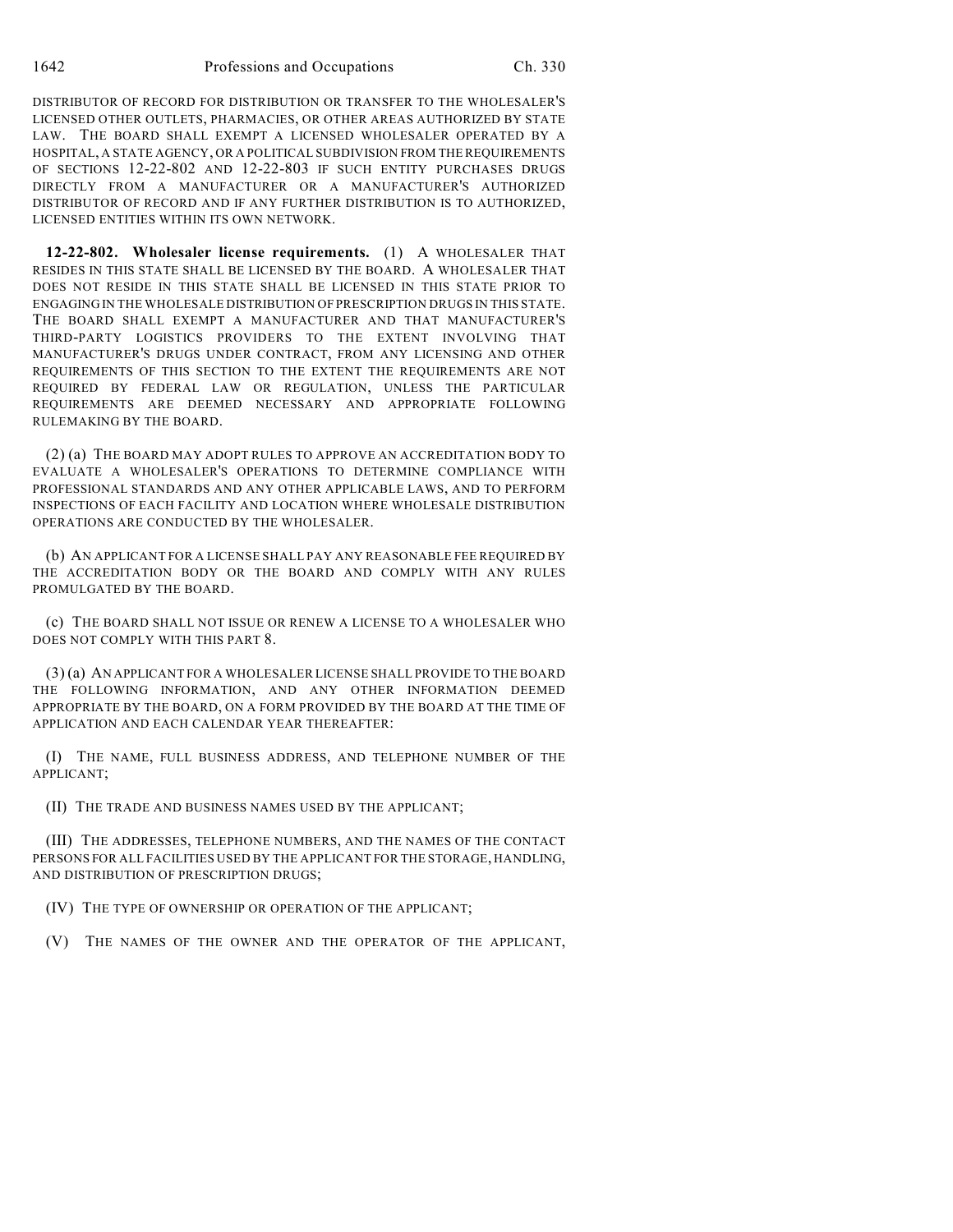DISTRIBUTOR OF RECORD FOR DISTRIBUTION OR TRANSFER TO THE WHOLESALER'S LICENSED OTHER OUTLETS, PHARMACIES, OR OTHER AREAS AUTHORIZED BY STATE LAW. THE BOARD SHALL EXEMPT A LICENSED WHOLESALER OPERATED BY A HOSPITAL, A STATE AGENCY, OR A POLITICAL SUBDIVISION FROM THE REQUIREMENTS OF SECTIONS 12-22-802 AND 12-22-803 IF SUCH ENTITY PURCHASES DRUGS DIRECTLY FROM A MANUFACTURER OR A MANUFACTURER'S AUTHORIZED DISTRIBUTOR OF RECORD AND IF ANY FURTHER DISTRIBUTION IS TO AUTHORIZED, LICENSED ENTITIES WITHIN ITS OWN NETWORK.

**12-22-802. Wholesaler license requirements.** (1) A WHOLESALER THAT RESIDES IN THIS STATE SHALL BE LICENSED BY THE BOARD. A WHOLESALER THAT DOES NOT RESIDE IN THIS STATE SHALL BE LICENSED IN THIS STATE PRIOR TO ENGAGING IN THE WHOLESALE DISTRIBUTION OF PRESCRIPTION DRUGS IN THIS STATE. THE BOARD SHALL EXEMPT A MANUFACTURER AND THAT MANUFACTURER'S THIRD-PARTY LOGISTICS PROVIDERS TO THE EXTENT INVOLVING THAT MANUFACTURER'S DRUGS UNDER CONTRACT, FROM ANY LICENSING AND OTHER REQUIREMENTS OF THIS SECTION TO THE EXTENT THE REQUIREMENTS ARE NOT REQUIRED BY FEDERAL LAW OR REGULATION, UNLESS THE PARTICULAR REQUIREMENTS ARE DEEMED NECESSARY AND APPROPRIATE FOLLOWING RULEMAKING BY THE BOARD.

(2) (a) THE BOARD MAY ADOPT RULES TO APPROVE AN ACCREDITATION BODY TO EVALUATE A WHOLESALER'S OPERATIONS TO DETERMINE COMPLIANCE WITH PROFESSIONAL STANDARDS AND ANY OTHER APPLICABLE LAWS, AND TO PERFORM INSPECTIONS OF EACH FACILITY AND LOCATION WHERE WHOLESALE DISTRIBUTION OPERATIONS ARE CONDUCTED BY THE WHOLESALER.

(b) AN APPLICANT FOR A LICENSE SHALL PAY ANY REASONABLE FEE REQUIRED BY THE ACCREDITATION BODY OR THE BOARD AND COMPLY WITH ANY RULES PROMULGATED BY THE BOARD.

(c) THE BOARD SHALL NOT ISSUE OR RENEW A LICENSE TO A WHOLESALER WHO DOES NOT COMPLY WITH THIS PART 8.

(3) (a) AN APPLICANT FOR A WHOLESALER LICENSE SHALL PROVIDE TO THE BOARD THE FOLLOWING INFORMATION, AND ANY OTHER INFORMATION DEEMED APPROPRIATE BY THE BOARD, ON A FORM PROVIDED BY THE BOARD AT THE TIME OF APPLICATION AND EACH CALENDAR YEAR THEREAFTER:

(I) THE NAME, FULL BUSINESS ADDRESS, AND TELEPHONE NUMBER OF THE APPLICANT;

(II) THE TRADE AND BUSINESS NAMES USED BY THE APPLICANT;

(III) THE ADDRESSES, TELEPHONE NUMBERS, AND THE NAMES OF THE CONTACT PERSONS FOR ALL FACILITIES USED BY THE APPLICANT FOR THE STORAGE, HANDLING, AND DISTRIBUTION OF PRESCRIPTION DRUGS;

(IV) THE TYPE OF OWNERSHIP OR OPERATION OF THE APPLICANT;

(V) THE NAMES OF THE OWNER AND THE OPERATOR OF THE APPLICANT,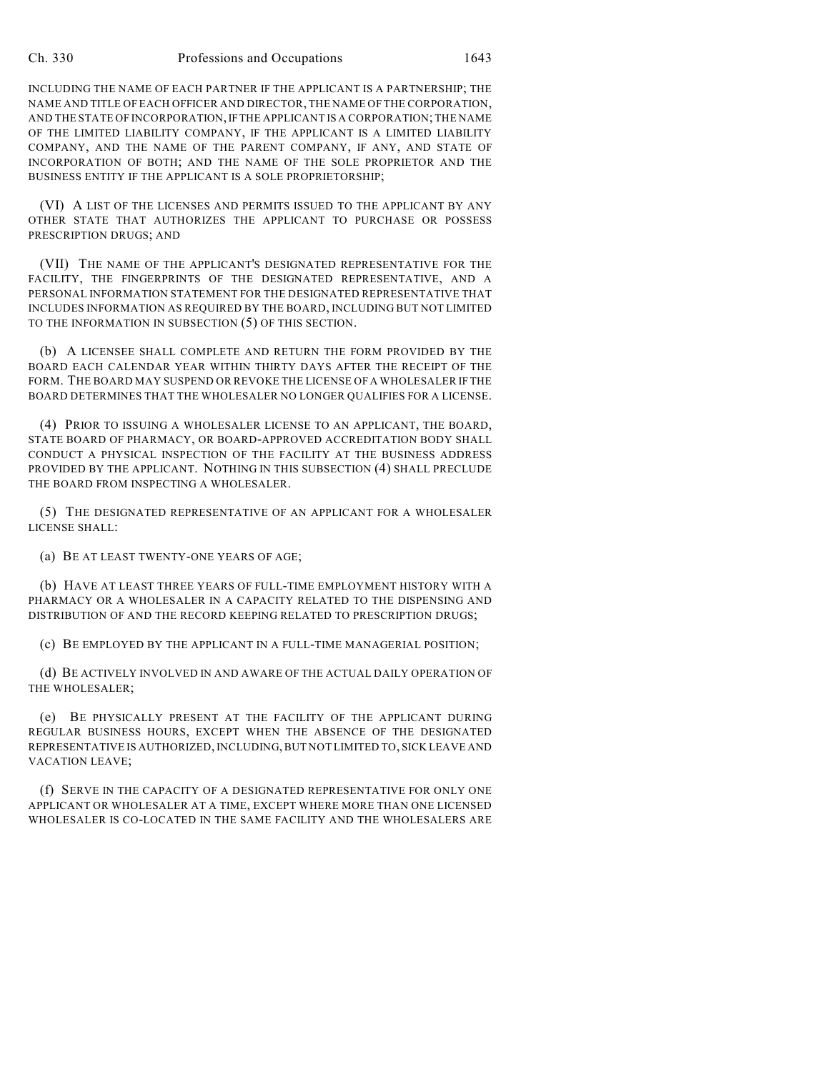INCLUDING THE NAME OF EACH PARTNER IF THE APPLICANT IS A PARTNERSHIP; THE NAME AND TITLE OF EACH OFFICER AND DIRECTOR, THE NAME OF THE CORPORATION, AND THE STATE OF INCORPORATION, IF THE APPLICANT IS A CORPORATION; THE NAME OF THE LIMITED LIABILITY COMPANY, IF THE APPLICANT IS A LIMITED LIABILITY COMPANY, AND THE NAME OF THE PARENT COMPANY, IF ANY, AND STATE OF INCORPORATION OF BOTH; AND THE NAME OF THE SOLE PROPRIETOR AND THE BUSINESS ENTITY IF THE APPLICANT IS A SOLE PROPRIETORSHIP;

(VI) A LIST OF THE LICENSES AND PERMITS ISSUED TO THE APPLICANT BY ANY OTHER STATE THAT AUTHORIZES THE APPLICANT TO PURCHASE OR POSSESS PRESCRIPTION DRUGS; AND

(VII) THE NAME OF THE APPLICANT'S DESIGNATED REPRESENTATIVE FOR THE FACILITY, THE FINGERPRINTS OF THE DESIGNATED REPRESENTATIVE, AND A PERSONAL INFORMATION STATEMENT FOR THE DESIGNATED REPRESENTATIVE THAT INCLUDES INFORMATION AS REQUIRED BY THE BOARD, INCLUDING BUT NOT LIMITED TO THE INFORMATION IN SUBSECTION (5) OF THIS SECTION.

(b) A LICENSEE SHALL COMPLETE AND RETURN THE FORM PROVIDED BY THE BOARD EACH CALENDAR YEAR WITHIN THIRTY DAYS AFTER THE RECEIPT OF THE FORM. THE BOARD MAY SUSPEND OR REVOKE THE LICENSE OF A WHOLESALER IF THE BOARD DETERMINES THAT THE WHOLESALER NO LONGER QUALIFIES FOR A LICENSE.

(4) PRIOR TO ISSUING A WHOLESALER LICENSE TO AN APPLICANT, THE BOARD, STATE BOARD OF PHARMACY, OR BOARD-APPROVED ACCREDITATION BODY SHALL CONDUCT A PHYSICAL INSPECTION OF THE FACILITY AT THE BUSINESS ADDRESS PROVIDED BY THE APPLICANT. NOTHING IN THIS SUBSECTION (4) SHALL PRECLUDE THE BOARD FROM INSPECTING A WHOLESALER.

(5) THE DESIGNATED REPRESENTATIVE OF AN APPLICANT FOR A WHOLESALER LICENSE SHALL:

(a) BE AT LEAST TWENTY-ONE YEARS OF AGE;

(b) HAVE AT LEAST THREE YEARS OF FULL-TIME EMPLOYMENT HISTORY WITH A PHARMACY OR A WHOLESALER IN A CAPACITY RELATED TO THE DISPENSING AND DISTRIBUTION OF AND THE RECORD KEEPING RELATED TO PRESCRIPTION DRUGS;

(c) BE EMPLOYED BY THE APPLICANT IN A FULL-TIME MANAGERIAL POSITION;

(d) BE ACTIVELY INVOLVED IN AND AWARE OF THE ACTUAL DAILY OPERATION OF THE WHOLESALER;

(e) BE PHYSICALLY PRESENT AT THE FACILITY OF THE APPLICANT DURING REGULAR BUSINESS HOURS, EXCEPT WHEN THE ABSENCE OF THE DESIGNATED REPRESENTATIVE IS AUTHORIZED, INCLUDING, BUT NOT LIMITED TO, SICK LEAVE AND VACATION LEAVE;

(f) SERVE IN THE CAPACITY OF A DESIGNATED REPRESENTATIVE FOR ONLY ONE APPLICANT OR WHOLESALER AT A TIME, EXCEPT WHERE MORE THAN ONE LICENSED WHOLESALER IS CO-LOCATED IN THE SAME FACILITY AND THE WHOLESALERS ARE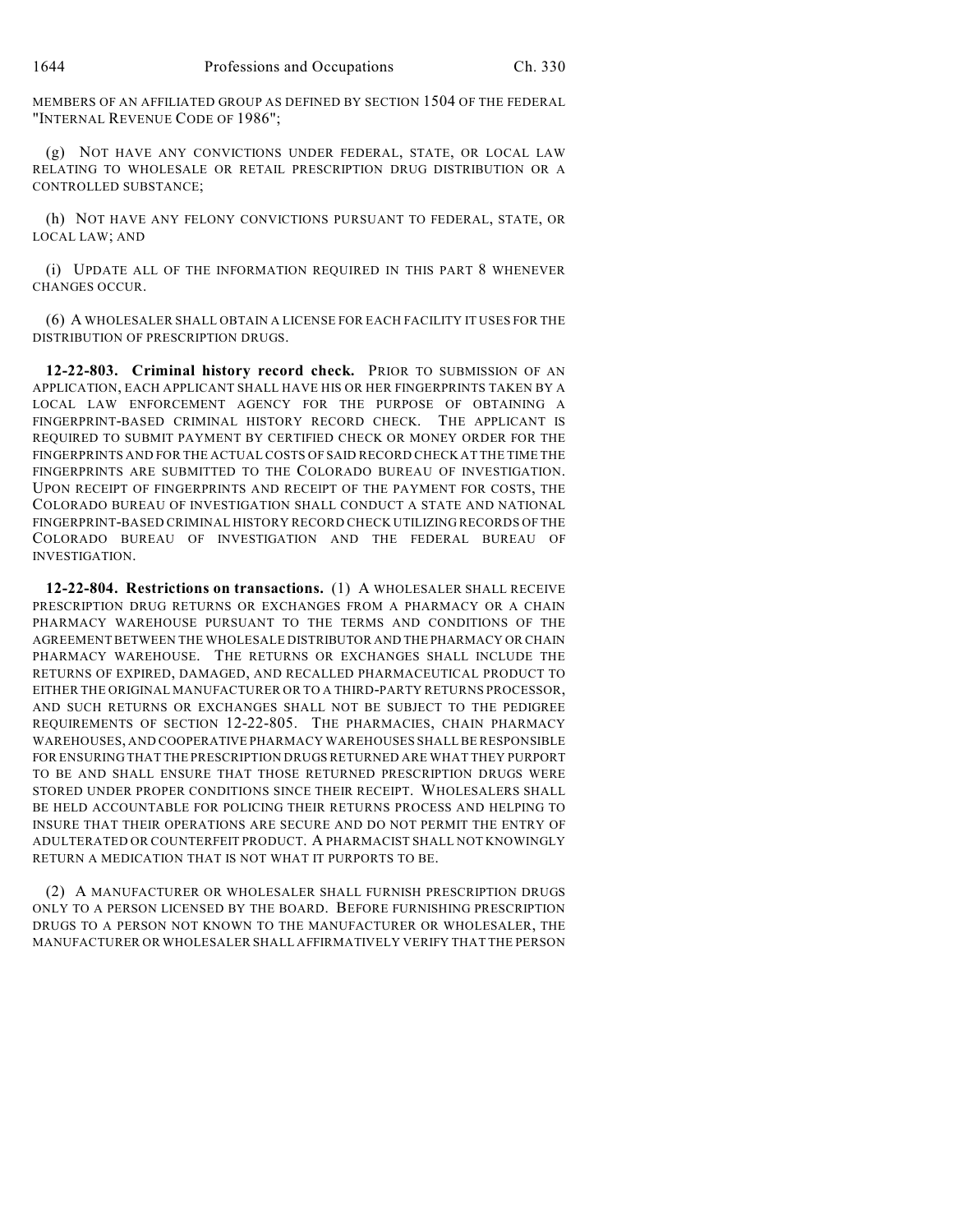MEMBERS OF AN AFFILIATED GROUP AS DEFINED BY SECTION 1504 OF THE FEDERAL "INTERNAL REVENUE CODE OF 1986";

(g) NOT HAVE ANY CONVICTIONS UNDER FEDERAL, STATE, OR LOCAL LAW RELATING TO WHOLESALE OR RETAIL PRESCRIPTION DRUG DISTRIBUTION OR A CONTROLLED SUBSTANCE;

(h) NOT HAVE ANY FELONY CONVICTIONS PURSUANT TO FEDERAL, STATE, OR LOCAL LAW; AND

(i) UPDATE ALL OF THE INFORMATION REQUIRED IN THIS PART 8 WHENEVER CHANGES OCCUR.

(6) A WHOLESALER SHALL OBTAIN A LICENSE FOR EACH FACILITY IT USES FOR THE DISTRIBUTION OF PRESCRIPTION DRUGS.

**12-22-803. Criminal history record check.** PRIOR TO SUBMISSION OF AN APPLICATION, EACH APPLICANT SHALL HAVE HIS OR HER FINGERPRINTS TAKEN BY A LOCAL LAW ENFORCEMENT AGENCY FOR THE PURPOSE OF OBTAINING A FINGERPRINT-BASED CRIMINAL HISTORY RECORD CHECK. THE APPLICANT IS REQUIRED TO SUBMIT PAYMENT BY CERTIFIED CHECK OR MONEY ORDER FOR THE FINGERPRINTS AND FOR THE ACTUAL COSTS OF SAID RECORD CHECK AT THE TIME THE FINGERPRINTS ARE SUBMITTED TO THE COLORADO BUREAU OF INVESTIGATION. UPON RECEIPT OF FINGERPRINTS AND RECEIPT OF THE PAYMENT FOR COSTS, THE COLORADO BUREAU OF INVESTIGATION SHALL CONDUCT A STATE AND NATIONAL FINGERPRINT-BASED CRIMINAL HISTORY RECORD CHECK UTILIZING RECORDS OF THE COLORADO BUREAU OF INVESTIGATION AND THE FEDERAL BUREAU OF INVESTIGATION.

**12-22-804. Restrictions on transactions.** (1) A WHOLESALER SHALL RECEIVE PRESCRIPTION DRUG RETURNS OR EXCHANGES FROM A PHARMACY OR A CHAIN PHARMACY WAREHOUSE PURSUANT TO THE TERMS AND CONDITIONS OF THE AGREEMENT BETWEEN THE WHOLESALE DISTRIBUTOR AND THE PHARMACY OR CHAIN PHARMACY WAREHOUSE. THE RETURNS OR EXCHANGES SHALL INCLUDE THE RETURNS OF EXPIRED, DAMAGED, AND RECALLED PHARMACEUTICAL PRODUCT TO EITHER THE ORIGINAL MANUFACTURER OR TO A THIRD-PARTY RETURNS PROCESSOR, AND SUCH RETURNS OR EXCHANGES SHALL NOT BE SUBJECT TO THE PEDIGREE REQUIREMENTS OF SECTION 12-22-805. THE PHARMACIES, CHAIN PHARMACY WAREHOUSES, AND COOPERATIVE PHARMACY WAREHOUSES SHALL BE RESPONSIBLE FOR ENSURING THAT THE PRESCRIPTION DRUGS RETURNED ARE WHAT THEY PURPORT TO BE AND SHALL ENSURE THAT THOSE RETURNED PRESCRIPTION DRUGS WERE STORED UNDER PROPER CONDITIONS SINCE THEIR RECEIPT. WHOLESALERS SHALL BE HELD ACCOUNTABLE FOR POLICING THEIR RETURNS PROCESS AND HELPING TO INSURE THAT THEIR OPERATIONS ARE SECURE AND DO NOT PERMIT THE ENTRY OF ADULTERATED OR COUNTERFEIT PRODUCT. A PHARMACIST SHALL NOT KNOWINGLY RETURN A MEDICATION THAT IS NOT WHAT IT PURPORTS TO BE.

(2) A MANUFACTURER OR WHOLESALER SHALL FURNISH PRESCRIPTION DRUGS ONLY TO A PERSON LICENSED BY THE BOARD. BEFORE FURNISHING PRESCRIPTION DRUGS TO A PERSON NOT KNOWN TO THE MANUFACTURER OR WHOLESALER, THE MANUFACTURER OR WHOLESALER SHALL AFFIRMATIVELY VERIFY THAT THE PERSON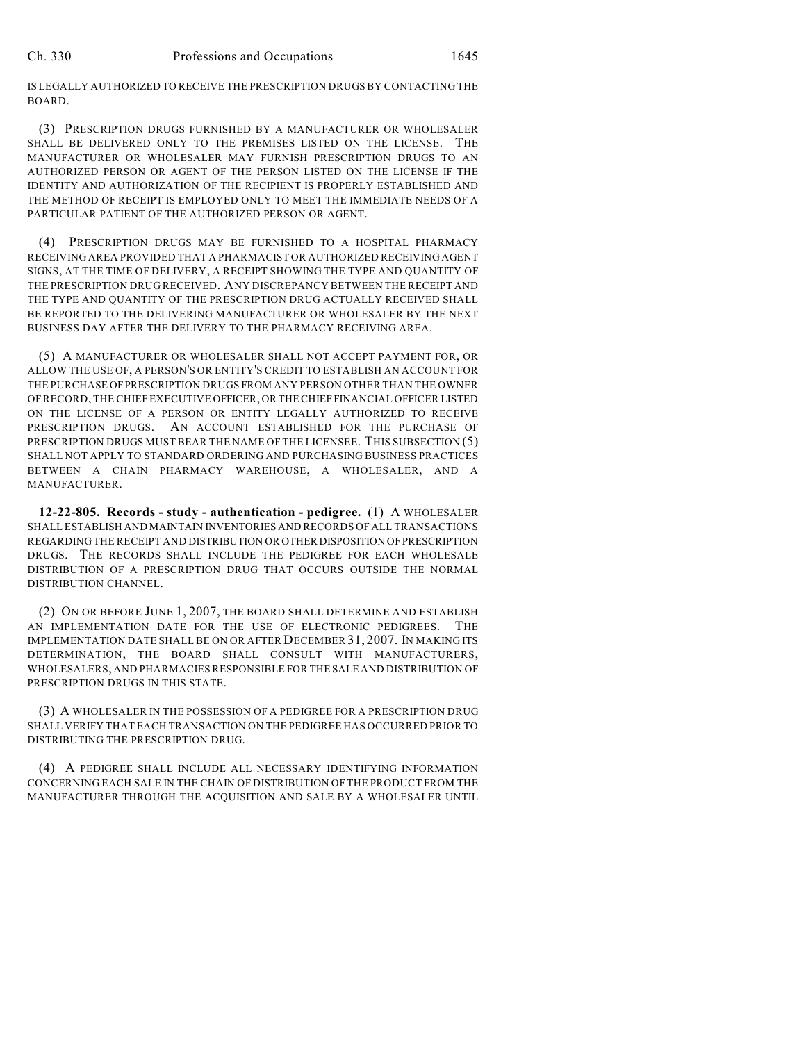IS LEGALLY AUTHORIZED TO RECEIVE THE PRESCRIPTION DRUGS BY CONTACTING THE BOARD.

(3) PRESCRIPTION DRUGS FURNISHED BY A MANUFACTURER OR WHOLESALER SHALL BE DELIVERED ONLY TO THE PREMISES LISTED ON THE LICENSE. THE MANUFACTURER OR WHOLESALER MAY FURNISH PRESCRIPTION DRUGS TO AN AUTHORIZED PERSON OR AGENT OF THE PERSON LISTED ON THE LICENSE IF THE IDENTITY AND AUTHORIZATION OF THE RECIPIENT IS PROPERLY ESTABLISHED AND THE METHOD OF RECEIPT IS EMPLOYED ONLY TO MEET THE IMMEDIATE NEEDS OF A PARTICULAR PATIENT OF THE AUTHORIZED PERSON OR AGENT.

(4) PRESCRIPTION DRUGS MAY BE FURNISHED TO A HOSPITAL PHARMACY RECEIVING AREA PROVIDED THAT A PHARMACIST OR AUTHORIZED RECEIVING AGENT SIGNS, AT THE TIME OF DELIVERY, A RECEIPT SHOWING THE TYPE AND QUANTITY OF THE PRESCRIPTION DRUG RECEIVED. ANY DISCREPANCY BETWEEN THE RECEIPT AND THE TYPE AND QUANTITY OF THE PRESCRIPTION DRUG ACTUALLY RECEIVED SHALL BE REPORTED TO THE DELIVERING MANUFACTURER OR WHOLESALER BY THE NEXT BUSINESS DAY AFTER THE DELIVERY TO THE PHARMACY RECEIVING AREA.

(5) A MANUFACTURER OR WHOLESALER SHALL NOT ACCEPT PAYMENT FOR, OR ALLOW THE USE OF, A PERSON'S OR ENTITY'S CREDIT TO ESTABLISH AN ACCOUNT FOR THE PURCHASE OF PRESCRIPTION DRUGS FROM ANY PERSON OTHER THAN THE OWNER OF RECORD, THE CHIEF EXECUTIVE OFFICER, OR THE CHIEF FINANCIAL OFFICER LISTED ON THE LICENSE OF A PERSON OR ENTITY LEGALLY AUTHORIZED TO RECEIVE PRESCRIPTION DRUGS. AN ACCOUNT ESTABLISHED FOR THE PURCHASE OF PRESCRIPTION DRUGS MUST BEAR THE NAME OF THE LICENSEE. THIS SUBSECTION (5) SHALL NOT APPLY TO STANDARD ORDERING AND PURCHASING BUSINESS PRACTICES BETWEEN A CHAIN PHARMACY WAREHOUSE, A WHOLESALER, AND A MANUFACTURER.

**12-22-805. Records - study - authentication - pedigree.** (1) A WHOLESALER SHALL ESTABLISH AND MAINTAIN INVENTORIES AND RECORDS OF ALL TRANSACTIONS REGARDING THE RECEIPT AND DISTRIBUTION OR OTHER DISPOSITION OF PRESCRIPTION DRUGS. THE RECORDS SHALL INCLUDE THE PEDIGREE FOR EACH WHOLESALE DISTRIBUTION OF A PRESCRIPTION DRUG THAT OCCURS OUTSIDE THE NORMAL DISTRIBUTION CHANNEL.

(2) ON OR BEFORE JUNE 1, 2007, THE BOARD SHALL DETERMINE AND ESTABLISH AN IMPLEMENTATION DATE FOR THE USE OF ELECTRONIC PEDIGREES. THE IMPLEMENTATION DATE SHALL BE ON OR AFTER DECEMBER 31, 2007. IN MAKING ITS DETERMINATION, THE BOARD SHALL CONSULT WITH MANUFACTURERS, WHOLESALERS, AND PHARMACIES RESPONSIBLE FOR THE SALE AND DISTRIBUTION OF PRESCRIPTION DRUGS IN THIS STATE.

(3) A WHOLESALER IN THE POSSESSION OF A PEDIGREE FOR A PRESCRIPTION DRUG SHALL VERIFY THAT EACH TRANSACTION ON THE PEDIGREE HAS OCCURRED PRIOR TO DISTRIBUTING THE PRESCRIPTION DRUG.

(4) A PEDIGREE SHALL INCLUDE ALL NECESSARY IDENTIFYING INFORMATION CONCERNING EACH SALE IN THE CHAIN OF DISTRIBUTION OF THE PRODUCT FROM THE MANUFACTURER THROUGH THE ACQUISITION AND SALE BY A WHOLESALER UNTIL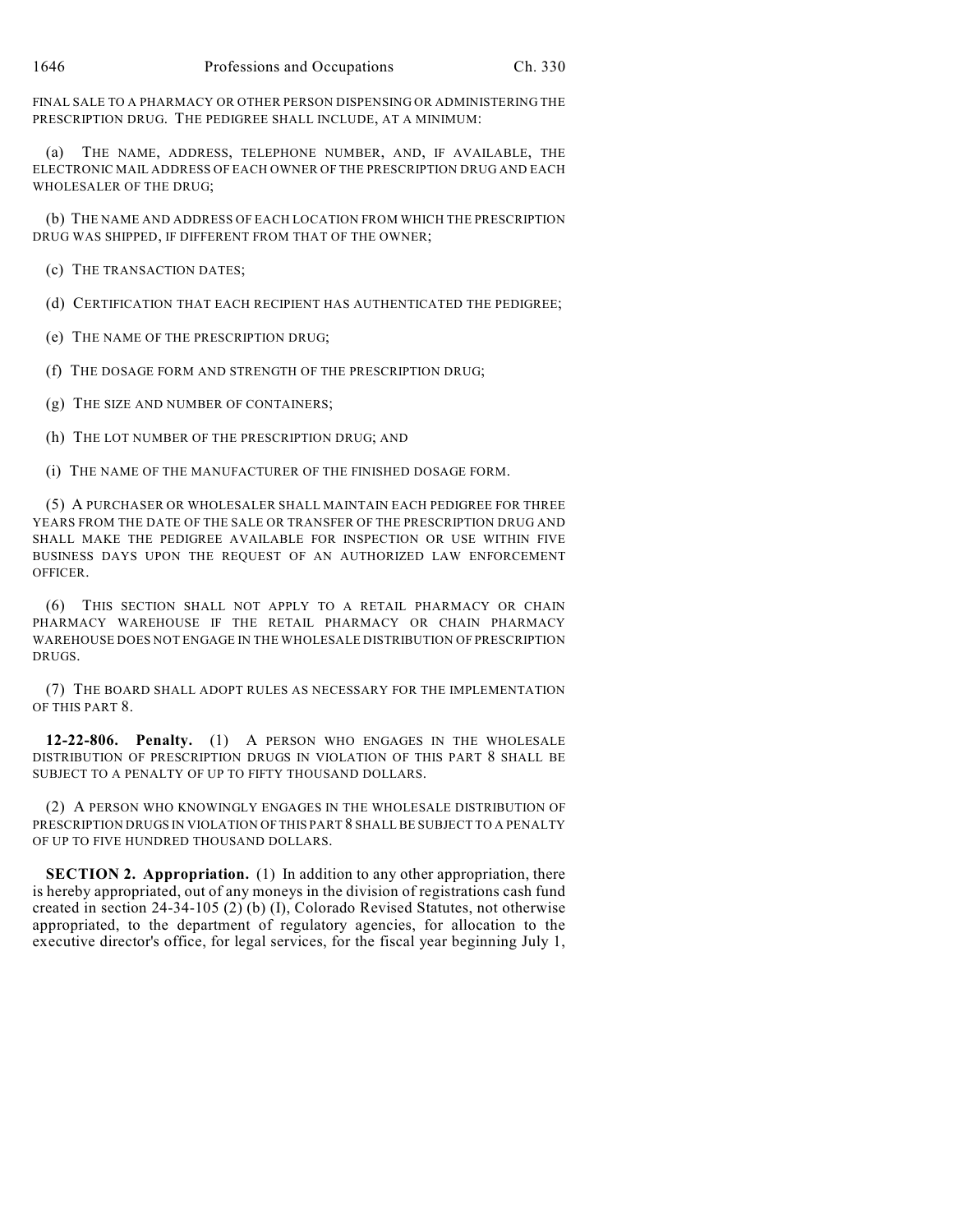FINAL SALE TO A PHARMACY OR OTHER PERSON DISPENSING OR ADMINISTERING THE PRESCRIPTION DRUG. THE PEDIGREE SHALL INCLUDE, AT A MINIMUM:

(a) THE NAME, ADDRESS, TELEPHONE NUMBER, AND, IF AVAILABLE, THE ELECTRONIC MAIL ADDRESS OF EACH OWNER OF THE PRESCRIPTION DRUG AND EACH WHOLESALER OF THE DRUG;

(b) THE NAME AND ADDRESS OF EACH LOCATION FROM WHICH THE PRESCRIPTION DRUG WAS SHIPPED, IF DIFFERENT FROM THAT OF THE OWNER;

(c) THE TRANSACTION DATES;

(d) CERTIFICATION THAT EACH RECIPIENT HAS AUTHENTICATED THE PEDIGREE;

(e) THE NAME OF THE PRESCRIPTION DRUG;

(f) THE DOSAGE FORM AND STRENGTH OF THE PRESCRIPTION DRUG;

(g) THE SIZE AND NUMBER OF CONTAINERS;

(h) THE LOT NUMBER OF THE PRESCRIPTION DRUG; AND

(i) THE NAME OF THE MANUFACTURER OF THE FINISHED DOSAGE FORM.

(5) A PURCHASER OR WHOLESALER SHALL MAINTAIN EACH PEDIGREE FOR THREE YEARS FROM THE DATE OF THE SALE OR TRANSFER OF THE PRESCRIPTION DRUG AND SHALL MAKE THE PEDIGREE AVAILABLE FOR INSPECTION OR USE WITHIN FIVE BUSINESS DAYS UPON THE REQUEST OF AN AUTHORIZED LAW ENFORCEMENT OFFICER.

(6) THIS SECTION SHALL NOT APPLY TO A RETAIL PHARMACY OR CHAIN PHARMACY WAREHOUSE IF THE RETAIL PHARMACY OR CHAIN PHARMACY WAREHOUSE DOES NOT ENGAGE IN THE WHOLESALE DISTRIBUTION OF PRESCRIPTION DRUGS.

(7) THE BOARD SHALL ADOPT RULES AS NECESSARY FOR THE IMPLEMENTATION OF THIS PART 8.

**12-22-806. Penalty.** (1) A PERSON WHO ENGAGES IN THE WHOLESALE DISTRIBUTION OF PRESCRIPTION DRUGS IN VIOLATION OF THIS PART 8 SHALL BE SUBJECT TO A PENALTY OF UP TO FIFTY THOUSAND DOLLARS.

(2) A PERSON WHO KNOWINGLY ENGAGES IN THE WHOLESALE DISTRIBUTION OF PRESCRIPTION DRUGS IN VIOLATION OF THIS PART 8 SHALL BE SUBJECT TO A PENALTY OF UP TO FIVE HUNDRED THOUSAND DOLLARS.

**SECTION 2. Appropriation.** (1) In addition to any other appropriation, there is hereby appropriated, out of any moneys in the division of registrations cash fund created in section 24-34-105 (2) (b) (I), Colorado Revised Statutes, not otherwise appropriated, to the department of regulatory agencies, for allocation to the executive director's office, for legal services, for the fiscal year beginning July 1,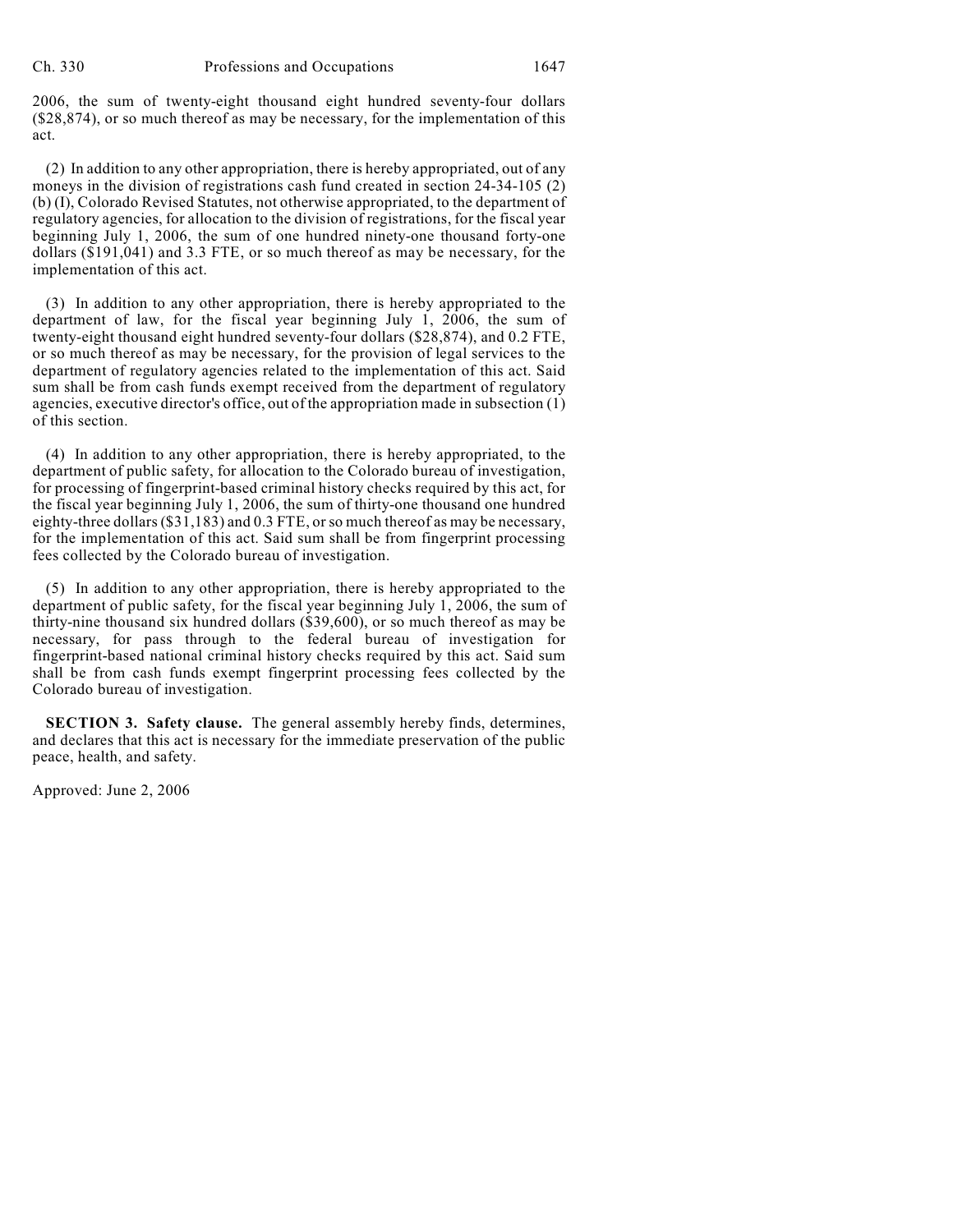2006, the sum of twenty-eight thousand eight hundred seventy-four dollars ($28,874), or so much thereof as may be necessary, for the implementation of this act.

(2) In addition to any other appropriation, there is hereby appropriated, out of any moneys in the division of registrations cash fund created in section 24-34-105 (2) (b) (I), Colorado Revised Statutes, not otherwise appropriated, to the department of regulatory agencies, for allocation to the division of registrations, for the fiscal year beginning July 1, 2006, the sum of one hundred ninety-one thousand forty-one dollars ($191,041) and 3.3 FTE, or so much thereof as may be necessary, for the implementation of this act.

(3) In addition to any other appropriation, there is hereby appropriated to the department of law, for the fiscal year beginning July 1, 2006, the sum of twenty-eight thousand eight hundred seventy-four dollars ($28,874), and 0.2 FTE, or so much thereof as may be necessary, for the provision of legal services to the department of regulatory agencies related to the implementation of this act. Said sum shall be from cash funds exempt received from the department of regulatory agencies, executive director's office, out of the appropriation made in subsection (1) of this section.

(4) In addition to any other appropriation, there is hereby appropriated, to the department of public safety, for allocation to the Colorado bureau of investigation, for processing of fingerprint-based criminal history checks required by this act, for the fiscal year beginning July 1, 2006, the sum of thirty-one thousand one hundred eighty-three dollars ($31,183) and 0.3 FTE, or so much thereof as may be necessary, for the implementation of this act. Said sum shall be from fingerprint processing fees collected by the Colorado bureau of investigation.

(5) In addition to any other appropriation, there is hereby appropriated to the department of public safety, for the fiscal year beginning July 1, 2006, the sum of thirty-nine thousand six hundred dollars ($39,600), or so much thereof as may be necessary, for pass through to the federal bureau of investigation for fingerprint-based national criminal history checks required by this act. Said sum shall be from cash funds exempt fingerprint processing fees collected by the Colorado bureau of investigation.

**SECTION 3. Safety clause.** The general assembly hereby finds, determines, and declares that this act is necessary for the immediate preservation of the public peace, health, and safety.

Approved: June 2, 2006